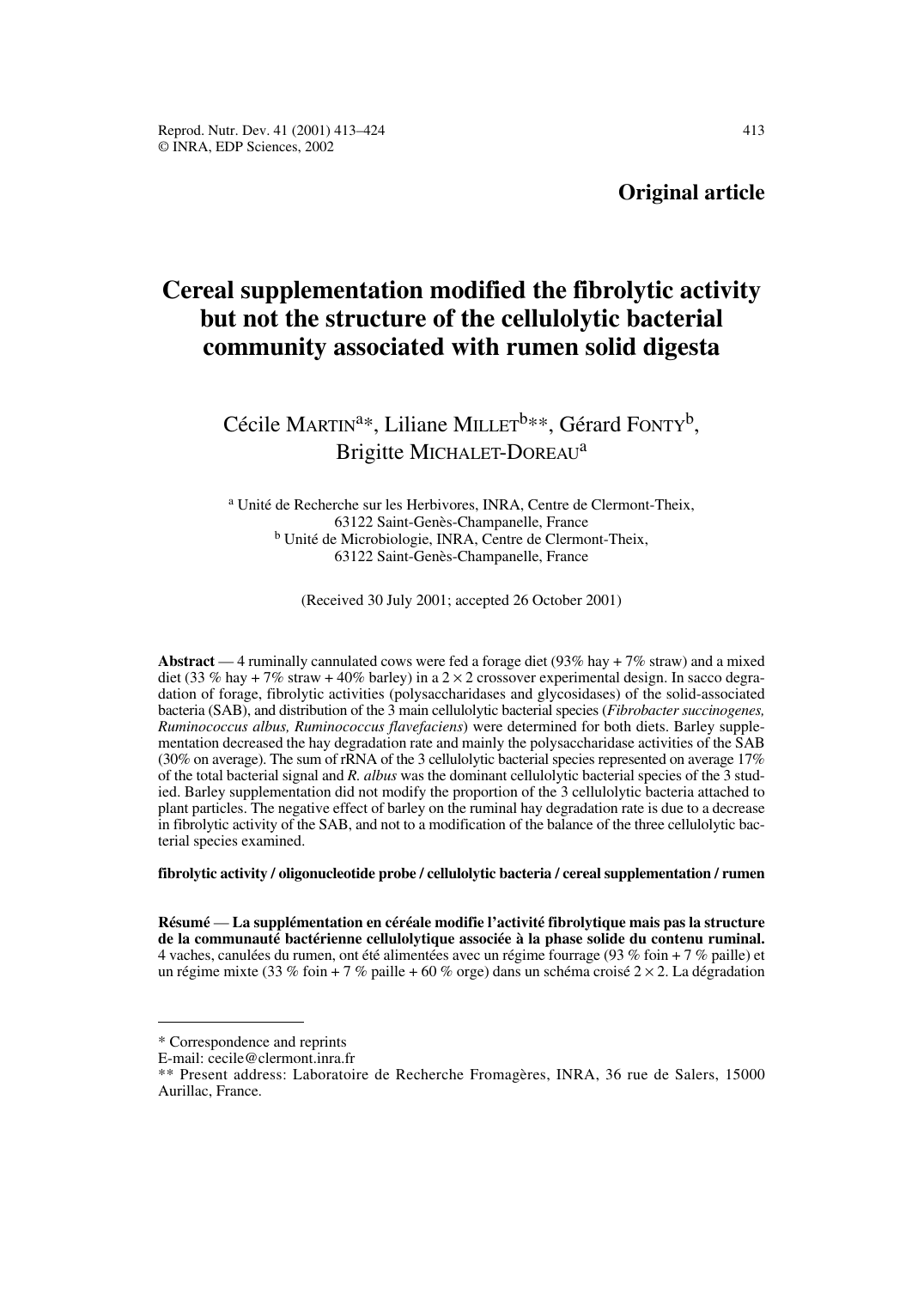**Original article**

# Cereal supplementation modified the fibrolytic activity but not the structure of the cellulolytic bacterial community associated with rumen solid digesta

Cécile MARTIN[a]*, Liliane MILLET[b]**, Gérard FONTY[b], Brigitte MICHALET-DOREAU[a]

[a] Unité de Recherche sur les Herbivores, INRA, Centre de Clermont-Theix, 63122 Saint-Genès-Champanelle, France
[b] Unité de Microbiologie, INRA, Centre de Clermont-Theix, 63122 Saint-Genès-Champanelle, France

(Received 30 July 2001; accepted 26 October 2001)

**Abstract** — 4 ruminally cannulated cows were fed a forage diet (93% hay + 7% straw) and a mixed diet (33 % hay + 7% straw + 40% barley) in a 2 × 2 crossover experimental design. In sacco degradation of forage, fibrolytic activities (polysaccharidases and glycosidases) of the solid-associated bacteria (SAB), and distribution of the 3 main cellulolytic bacterial species (*Fibrobacter succinogenes, Ruminococcus albus, Ruminococcus flavefaciens*) were determined for both diets. Barley supplementation decreased the hay degradation rate and mainly the polysaccharidase activities of the SAB (30% on average). The sum of rRNA of the 3 cellulolytic bacterial species represented on average 17% of the total bacterial signal and *R. albus* was the dominant cellulolytic bacterial species of the 3 studied. Barley supplementation did not modify the proportion of the 3 cellulolytic bacteria attached to plant particles. The negative effect of barley on the ruminal hay degradation rate is due to a decrease in fibrolytic activity of the SAB, and not to a modification of the balance of the three cellulolytic bacterial species examined.

**fibrolytic activity / oligonucleotide probe / cellulolytic bacteria / cereal supplementation / rumen**

**Résumé** — **La supplémentation en céréale modifie l'activité fibrolytique mais pas la structure de la communauté bactérienne cellulolytique associée à la phase solide du contenu ruminal.** 4 vaches, canulées du rumen, ont été alimentées avec un régime fourrage (93 % foin + 7 % paille) et un régime mixte (33 % foin + 7 % paille + 60 % orge) dans un schéma croisé 2 × 2. La dégradation

---

\* Correspondence and reprints
E-mail: cecile@clermont.inra.fr
\*\* Present address: Laboratoire de Recherche Fromagères, INRA, 36 rue de Salers, 15000 Aurillac, France.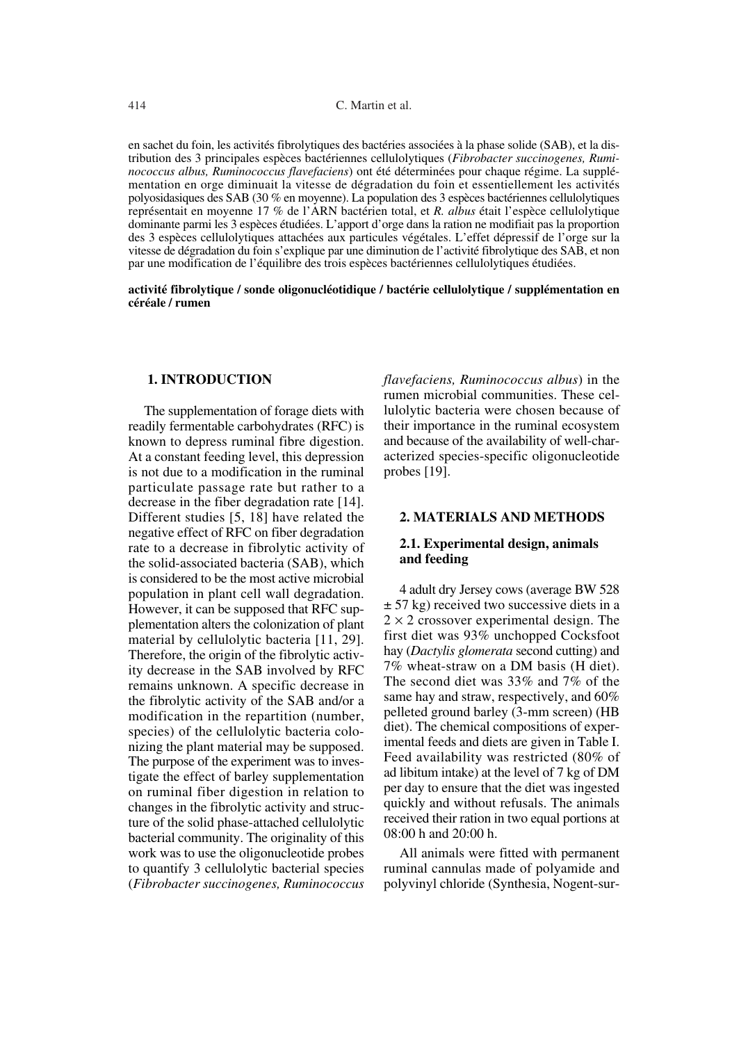en sachet du foin, les activités fibrolytiques des bactéries associées à la phase solide (SAB), et la distribution des 3 principales espèces bactériennes cellulolytiques (*Fibrobacter succinogenes, Ruminococcus albus, Ruminococcus flavefaciens*) ont été déterminées pour chaque régime. La supplémentation en orge diminuait la vitesse de dégradation du foin et essentiellement les activités polyosidasiques des SAB (30 % en moyenne). La population des 3 espèces bactériennes cellulolytiques représentait en moyenne 17 % de l'ARN bactérien total, et *R. albus* était l'espèce cellulolytique dominante parmi les 3 espèces étudiées. L'apport d'orge dans la ration ne modifiait pas la proportion des 3 espèces cellulolytiques attachées aux particules végétales. L'effet dépressif de l'orge sur la vitesse de dégradation du foin s'explique par une diminution de l'activité fibrolytique des SAB, et non par une modification de l'équilibre des trois espèces bactériennes cellulolytiques étudiées.

**activité fibrolytique / sonde oligonucléotidique / bactérie cellulolytique / supplémentation en céréale / rumen**

## 1. INTRODUCTION

The supplementation of forage diets with readily fermentable carbohydrates (RFC) is known to depress ruminal fibre digestion. At a constant feeding level, this depression is not due to a modification in the ruminal particulate passage rate but rather to a decrease in the fiber degradation rate [14]. Different studies [5, 18] have related the negative effect of RFC on fiber degradation rate to a decrease in fibrolytic activity of the solid-associated bacteria (SAB), which is considered to be the most active microbial population in plant cell wall degradation. However, it can be supposed that RFC supplementation alters the colonization of plant material by cellulolytic bacteria [11, 29]. Therefore, the origin of the fibrolytic activity decrease in the SAB involved by RFC remains unknown. A specific decrease in the fibrolytic activity of the SAB and/or a modification in the repartition (number, species) of the cellulolytic bacteria colonizing the plant material may be supposed. The purpose of the experiment was to investigate the effect of barley supplementation on ruminal fiber digestion in relation to changes in the fibrolytic activity and structure of the solid phase-attached cellulolytic bacterial community. The originality of this work was to use the oligonucleotide probes to quantify 3 cellulolytic bacterial species (*Fibrobacter succinogenes, Ruminococcus flavefaciens, Ruminococcus albus*) in the rumen microbial communities. These cellulolytic bacteria were chosen because of their importance in the ruminal ecosystem and because of the availability of well-characterized species-specific oligonucleotide probes [19].

## 2. MATERIALS AND METHODS

### 2.1. Experimental design, animals and feeding

4 adult dry Jersey cows (average BW 528 ± 57 kg) received two successive diets in a $2 \times 2$ crossover experimental design. The first diet was 93% unchopped Cocksfoot hay (*Dactylis glomerata* second cutting) and 7% wheat-straw on a DM basis (H diet). The second diet was 33% and 7% of the same hay and straw, respectively, and 60% pelleted ground barley (3-mm screen) (HB diet). The chemical compositions of experimental feeds and diets are given in Table I. Feed availability was restricted (80% of ad libitum intake) at the level of 7 kg of DM per day to ensure that the diet was ingested quickly and without refusals. The animals received their ration in two equal portions at 08:00 h and 20:00 h.

All animals were fitted with permanent ruminal cannulas made of polyamide and polyvinyl chloride (Synthesia, Nogent-sur-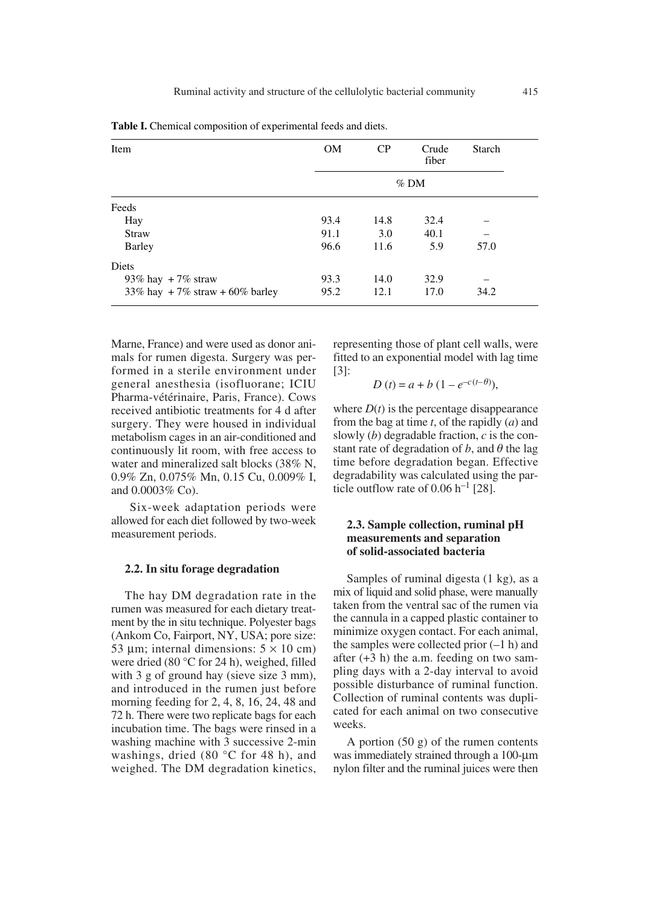**Table I.** Chemical composition of experimental feeds and diets.

| Item | OM | CP | Crude fiber | Starch |
|---|---|---|---|---|
| | % DM | | | |
| Feeds | | | | |
| Hay | 93.4 | 14.8 | 32.4 | – |
| Straw | 91.1 | 3.0 | 40.1 | – |
| Barley | 96.6 | 11.6 | 5.9 | 57.0 |
| Diets | | | | |
| 93% hay + 7% straw | 93.3 | 14.0 | 32.9 | – |
| 33% hay + 7% straw + 60% barley | 95.2 | 12.1 | 17.0 | 34.2 |

Marne, France) and were used as donor animals for rumen digesta. Surgery was performed in a sterile environment under general anesthesia (isofluorane; ICIU Pharma-vétérinaire, Paris, France). Cows received antibiotic treatments for 4 d after surgery. They were housed in individual metabolism cages in an air-conditioned and continuously lit room, with free access to water and mineralized salt blocks (38% N, 0.9% Zn, 0.075% Mn, 0.15 Cu, 0.009% I, and 0.0003% Co).

Six-week adaptation periods were allowed for each diet followed by two-week measurement periods.

### 2.2. In situ forage degradation

The hay DM degradation rate in the rumen was measured for each dietary treatment by the in situ technique. Polyester bags (Ankom Co, Fairport, NY, USA; pore size: 53 µm; internal dimensions: 5 × 10 cm) were dried (80 °C for 24 h), weighed, filled with 3 g of ground hay (sieve size 3 mm), and introduced in the rumen just before morning feeding for 2, 4, 8, 16, 24, 48 and 72 h. There were two replicate bags for each incubation time. The bags were rinsed in a washing machine with 3 successive 2-min washings, dried (80 °C for 48 h), and weighed. The DM degradation kinetics, representing those of plant cell walls, were fitted to an exponential model with lag time [3]:

$$D(t) = a + b\,(1 - e^{-c(t-\theta)}),$$

where $D(t)$ is the percentage disappearance from the bag at time $t$, of the rapidly ($a$) and slowly ($b$) degradable fraction, $c$ is the constant rate of degradation of $b$, and $\theta$ the lag time before degradation began. Effective degradability was calculated using the particle outflow rate of 0.06 $h^{-1}$ [28].

### 2.3. Sample collection, ruminal pH measurements and separation of solid-associated bacteria

Samples of ruminal digesta (1 kg), as a mix of liquid and solid phase, were manually taken from the ventral sac of the rumen via the cannula in a capped plastic container to minimize oxygen contact. For each animal, the samples were collected prior (–1 h) and after (+3 h) the a.m. feeding on two sampling days with a 2-day interval to avoid possible disturbance of ruminal function. Collection of ruminal contents was duplicated for each animal on two consecutive weeks.

A portion (50 g) of the rumen contents was immediately strained through a 100-µm nylon filter and the ruminal juices were then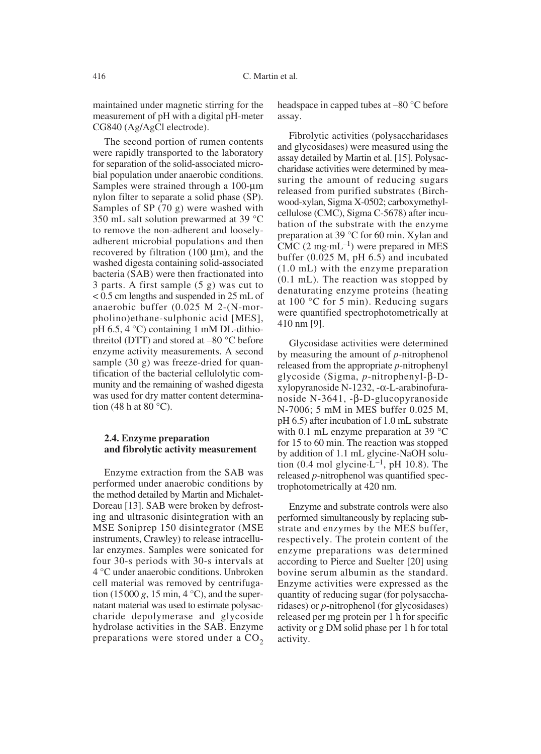maintained under magnetic stirring for the measurement of pH with a digital pH-meter CG840 (Ag/AgCl electrode).

The second portion of rumen contents were rapidly transported to the laboratory for separation of the solid-associated microbial population under anaerobic conditions. Samples were strained through a 100-µm nylon filter to separate a solid phase (SP). Samples of SP (70 g) were washed with 350 mL salt solution prewarmed at 39 °C to remove the non-adherent and loosely-adherent microbial populations and then recovered by filtration (100 µm), and the washed digesta containing solid-associated bacteria (SAB) were then fractionated into 3 parts. A first sample (5 g) was cut to < 0.5 cm lengths and suspended in 25 mL of anaerobic buffer (0.025 M 2-(N-morpholino)ethane-sulphonic acid [MES], pH 6.5, 4 °C) containing 1 mM DL-dithiothreitol (DTT) and stored at –80 °C before enzyme activity measurements. A second sample (30 g) was freeze-dried for quantification of the bacterial cellulolytic community and the remaining of washed digesta was used for dry matter content determination (48 h at 80 °C).

### 2.4. Enzyme preparation and fibrolytic activity measurement

Enzyme extraction from the SAB was performed under anaerobic conditions by the method detailed by Martin and Michalet-Doreau [13]. SAB were broken by defrosting and ultrasonic disintegration with an MSE Soniprep 150 disintegrator (MSE instruments, Crawley) to release intracellular enzymes. Samples were sonicated for four 30-s periods with 30-s intervals at 4 °C under anaerobic conditions. Unbroken cell material was removed by centrifugation (15000 *g*, 15 min, 4 °C), and the supernatant material was used to estimate polysaccharide depolymerase and glycoside hydrolase activities in the SAB. Enzyme preparations were stored under a $CO_2$ headspace in capped tubes at –80 °C before assay.

Fibrolytic activities (polysaccharidases and glycosidases) were measured using the assay detailed by Martin et al. [15]. Polysaccharidase activities were determined by measuring the amount of reducing sugars released from purified substrates (Birchwood-xylan, Sigma X-0502; carboxymethylcellulose (CMC), Sigma C-5678) after incubation of the substrate with the enzyme preparation at 39 °C for 60 min. Xylan and CMC (2 $mg \cdot mL^{-1}$) were prepared in MES buffer (0.025 M, pH 6.5) and incubated (1.0 mL) with the enzyme preparation (0.1 mL). The reaction was stopped by denaturating enzyme proteins (heating at 100 °C for 5 min). Reducing sugars were quantified spectrophotometrically at 410 nm [9].

Glycosidase activities were determined by measuring the amount of *p*-nitrophenol released from the appropriate *p*-nitrophenyl glycoside (Sigma, *p*-nitrophenyl-β-D-xylopyranoside N-1232, -α-L-arabinofuranoside N-3641, -β-D-glucopyranoside N-7006; 5 mM in MES buffer 0.025 M, pH 6.5) after incubation of 1.0 mL substrate with 0.1 mL enzyme preparation at 39 °C for 15 to 60 min. The reaction was stopped by addition of 1.1 mL glycine-NaOH solution (0.4 mol $glycine \cdot L^{-1}$, pH 10.8). The released *p*-nitrophenol was quantified spectrophotometrically at 420 nm.

Enzyme and substrate controls were also performed simultaneously by replacing substrate and enzymes by the MES buffer, respectively. The protein content of the enzyme preparations was determined according to Pierce and Suelter [20] using bovine serum albumin as the standard. Enzyme activities were expressed as the quantity of reducing sugar (for polysaccharidases) or *p*-nitrophenol (for glycosidases) released per mg protein per 1 h for specific activity or g DM solid phase per 1 h for total activity.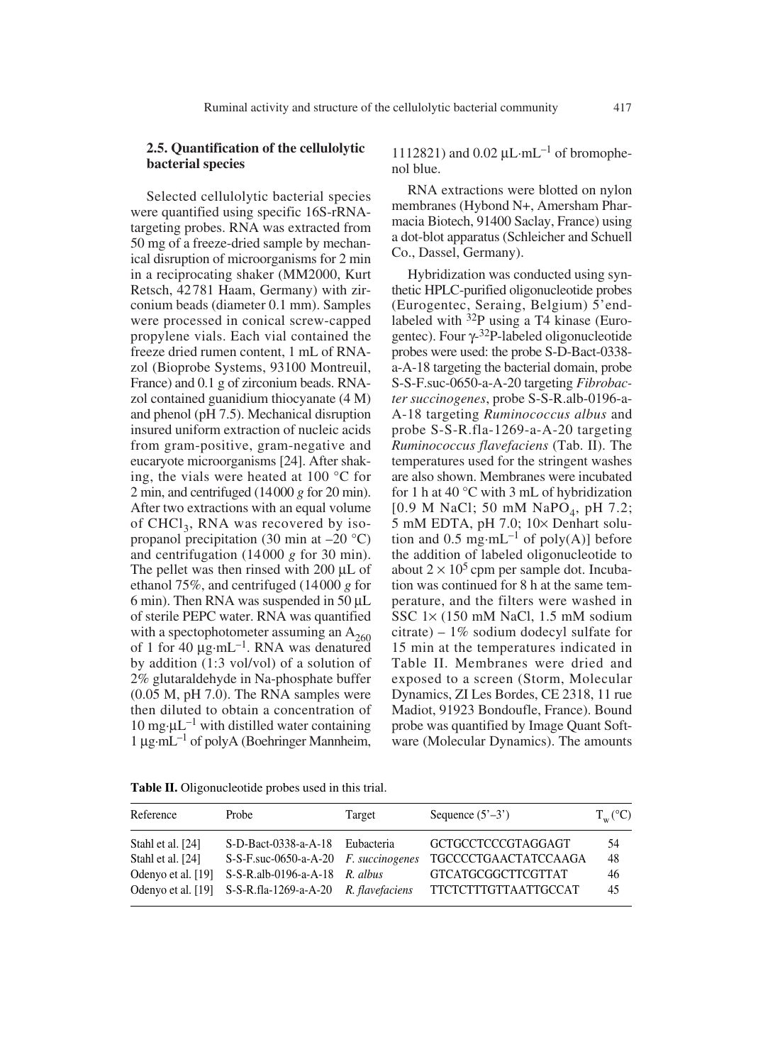### 2.5. Quantification of the cellulolytic bacterial species

Selected cellulolytic bacterial species were quantified using specific 16S-rRNA-targeting probes. RNA was extracted from 50 mg of a freeze-dried sample by mechanical disruption of microorganisms for 2 min in a reciprocating shaker (MM2000, Kurt Retsch, 42781 Haam, Germany) with zirconium beads (diameter 0.1 mm). Samples were processed in conical screw-capped propylene vials. Each vial contained the freeze dried rumen content, 1 mL of RNAzol (Bioprobe Systems, 93100 Montreuil, France) and 0.1 g of zirconium beads. RNAzol contained guanidium thiocyanate (4 M) and phenol (pH 7.5). Mechanical disruption insured uniform extraction of nucleic acids from gram-positive, gram-negative and eucaryote microorganisms [24]. After shaking, the vials were heated at 100 °C for 2 min, and centrifuged (14000 *g* for 20 min). After two extractions with an equal volume of $CHCl_3$, RNA was recovered by isopropanol precipitation (30 min at –20 °C) and centrifugation (14000 *g* for 30 min). The pellet was then rinsed with 200 µL of ethanol 75%, and centrifuged (14000 *g* for 6 min). Then RNA was suspended in 50 µL of sterile PEPC water. RNA was quantified with a spectophotometer assuming an $A_{260}$ of 1 for 40 $\mu g \cdot mL^{-1}$. RNA was denatured by addition (1:3 vol/vol) of a solution of 2% glutaraldehyde in Na-phosphate buffer (0.05 M, pH 7.0). The RNA samples were then diluted to obtain a concentration of 10 $mg \cdot \mu L^{-1}$ with distilled water containing 1 $\mu g \cdot mL^{-1}$ of polyA (Boehringer Mannheim, 1112821) and 0.02 $\mu L \cdot mL^{-1}$ of bromophenol blue.

RNA extractions were blotted on nylon membranes (Hybond N+, Amersham Pharmacia Biotech, 91400 Saclay, France) using a dot-blot apparatus (Schleicher and Schuell Co., Dassel, Germany).

Hybridization was conducted using synthetic HPLC-purified oligonucleotide probes (Eurogentec, Seraing, Belgium) 5'end-labeled with $^{32}P$ using a T4 kinase (Eurogentec). Four $\gamma$-$^{32}P$-labeled oligonucleotide probes were used: the probe S-D-Bact-0338-a-A-18 targeting the bacterial domain, probe S-S-F.suc-0650-a-A-20 targeting *Fibrobacter succinogenes*, probe S-S-R.alb-0196-a-A-18 targeting *Ruminococcus albus* and probe S-S-R.fla-1269-a-A-20 targeting *Ruminococcus flavefaciens* (Tab. II). The temperatures used for the stringent washes are also shown. Membranes were incubated for 1 h at 40 °C with 3 mL of hybridization [0.9 M NaCl; 50 mM $NaPO_4$, pH 7.2; 5 mM EDTA, pH 7.0; 10× Denhart solution and 0.5 $mg \cdot mL^{-1}$ of poly(A)] before the addition of labeled oligonucleotide to about $2 \times 10^5$ cpm per sample dot. Incubation was continued for 8 h at the same temperature, and the filters were washed in SSC 1× (150 mM NaCl, 1.5 mM sodium citrate) – 1% sodium dodecyl sulfate for 15 min at the temperatures indicated in Table II. Membranes were dried and exposed to a screen (Storm, Molecular Dynamics, ZI Les Bordes, CE 2318, 11 rue Madiot, 91923 Bondoufle, France). Bound probe was quantified by Image Quant Software (Molecular Dynamics). The amounts

**Table II.** Oligonucleotide probes used in this trial.

| Reference | Probe | Target | Sequence (5'–3') | $T_w$ (°C) |
|---|---|---|---|---|
| Stahl et al. [24] | S-D-Bact-0338-a-A-18 | Eubacteria | GCTGCCTCCCGTAGGAGT | 54 |
| Stahl et al. [24] | S-S-F.suc-0650-a-A-20 | *F. succinogenes* | TGCCCCTGAACTATCCAAGA | 48 |
| Odenyo et al. [19] | S-S-R.alb-0196-a-A-18 | *R. albus* | GTCATGCGGCTTCGTTAT | 46 |
| Odenyo et al. [19] | S-S-R.fla-1269-a-A-20 | *R. flavefaciens* | TTCTCTTTGTTAATTGCCAT | 45 |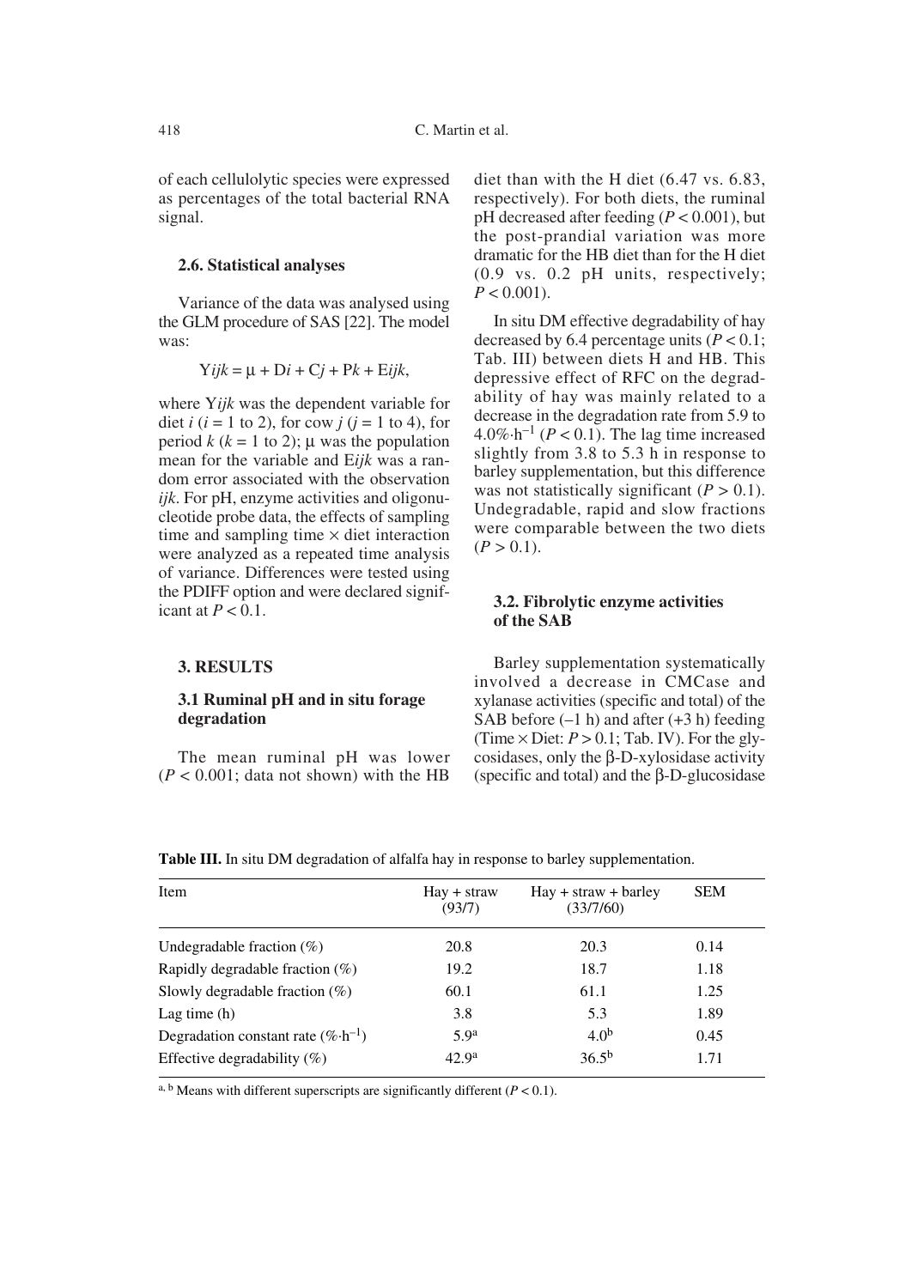of each cellulolytic species were expressed as percentages of the total bacterial RNA signal.

### 2.6. Statistical analyses

Variance of the data was analysed using the GLM procedure of SAS [22]. The model was:

$$Y_{ijk} = \mu + D_i + C_j + P_k + E_{ijk},$$

where $Y_{ijk}$ was the dependent variable for diet $i$ ($i$ = 1 to 2), for cow $j$ ($j$ = 1 to 4), for period $k$ ($k$ = 1 to 2); $\mu$ was the population mean for the variable and $E_{ijk}$ was a random error associated with the observation $ijk$. For pH, enzyme activities and oligonucleotide probe data, the effects of sampling time and sampling time × diet interaction were analyzed as a repeated time analysis of variance. Differences were tested using the PDIFF option and were declared significant at $P < 0.1$.

## 3. RESULTS

### 3.1 Ruminal pH and in situ forage degradation

The mean ruminal pH was lower ($P < 0.001$; data not shown) with the HB diet than with the H diet (6.47 vs. 6.83, respectively). For both diets, the ruminal pH decreased after feeding ($P < 0.001$), but the post-prandial variation was more dramatic for the HB diet than for the H diet (0.9 vs. 0.2 pH units, respectively; $P < 0.001$).

In situ DM effective degradability of hay decreased by 6.4 percentage units ($P < 0.1$; Tab. III) between diets H and HB. This depressive effect of RFC on the degradability of hay was mainly related to a decrease in the degradation rate from 5.9 to $4.0\%\cdot h^{-1}$ ($P < 0.1$). The lag time increased slightly from 3.8 to 5.3 h in response to barley supplementation, but this difference was not statistically significant ($P > 0.1$). Undegradable, rapid and slow fractions were comparable between the two diets ($P > 0.1$).

### 3.2. Fibrolytic enzyme activities of the SAB

Barley supplementation systematically involved a decrease in CMCase and xylanase activities (specific and total) of the SAB before (–1 h) and after (+3 h) feeding (Time × Diet: $P > 0.1$; Tab. IV). For the glycosidases, only the β-D-xylosidase activity (specific and total) and the β-D-glucosidase

**Table III.** In situ DM degradation of alfalfa hay in response to barley supplementation.

| Item | Hay + straw (93/7) | Hay + straw + barley (33/7/60) | SEM |
|---|---|---|---|
| Undegradable fraction (%) | 20.8 | 20.3 | 0.14 |
| Rapidly degradable fraction (%) | 19.2 | 18.7 | 1.18 |
| Slowly degradable fraction (%) | 60.1 | 61.1 | 1.25 |
| Lag time (h) | 3.8 | 5.3 | 1.89 |
| Degradation constant rate ($\%\cdot h^{-1}$) | $5.9^{a}$ | $4.0^{b}$ | 0.45 |
| Effective degradability (%) | $42.9^{a}$ | $36.5^{b}$ | 1.71 |

a, b Means with different superscripts are significantly different ($P < 0.1$).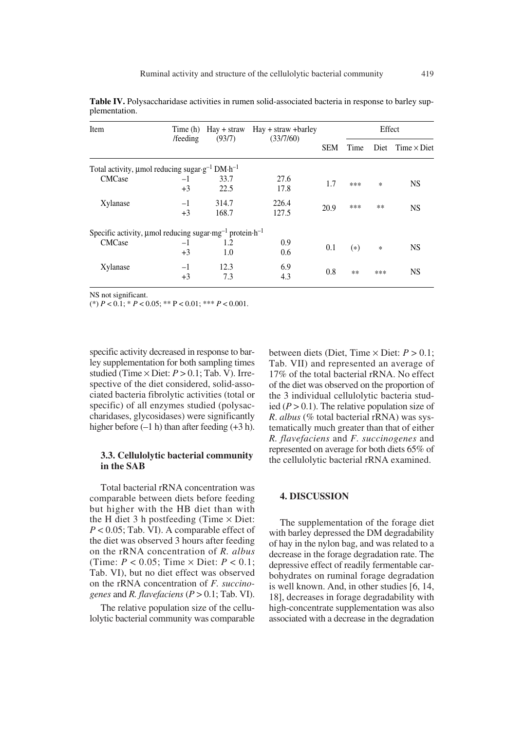**Table IV.** Polysaccharidase activities in rumen solid-associated bacteria in response to barley supplementation.

| Item | Time (h) /feeding | Hay + straw (93/7) | Hay + straw +barley (33/7/60) | SEM | Effect | | |
|---|---|---|---|---|---|---|---|
| | | | | | Time | Diet | Time × Diet |
| Total activity, µmol reducing sugar·g$^{-1}$ DM·h$^{-1}$ | | | | | | | |
| CMCase | –1 | 33.7 | 27.6 | 1.7 | *** | * | NS |
| | +3 | 22.5 | 17.8 | | | | |
| Xylanase | –1 | 314.7 | 226.4 | 20.9 | *** | ** | NS |
| | +3 | 168.7 | 127.5 | | | | |
| Specific activity, µmol reducing sugar·mg$^{-1}$ protein·h$^{-1}$ | | | | | | | |
| CMCase | –1 | 1.2 | 0.9 | 0.1 | (*) | * | NS |
| | +3 | 1.0 | 0.6 | | | | |
| Xylanase | –1 | 12.3 | 6.9 | 0.8 | ** | *** | NS |
| | +3 | 7.3 | 4.3 | | | | |

NS not significant.
(*) $P < 0.1$; * $P < 0.05$; ** $P < 0.01$; *** $P < 0.001$.

specific activity decreased in response to barley supplementation for both sampling times studied (Time × Diet: $P > 0.1$; Tab. V). Irrespective of the diet considered, solid-associated bacteria fibrolytic activities (total or specific) of all enzymes studied (polysaccharidases, glycosidases) were significantly higher before (–1 h) than after feeding (+3 h).

### 3.3. Cellulolytic bacterial community in the SAB

Total bacterial rRNA concentration was comparable between diets before feeding but higher with the H diet than with the HB diet 3 h postfeeding (Time × Diet: $P < 0.05$; Tab. VI). A comparable effect of the diet was observed 3 hours after feeding on the rRNA concentration of *R. albus* (Time: $P < 0.05$; Time × Diet: $P < 0.1$; Tab. VI), but no diet effect was observed on the rRNA concentration of *F. succinogenes* and *R. flavefaciens* ($P > 0.1$; Tab. VI).

The relative population size of the cellulolytic bacterial community was comparable between diets (Diet, Time × Diet: $P > 0.1$; Tab. VII) and represented an average of 17% of the total bacterial rRNA. No effect of the diet was observed on the proportion of the 3 individual cellulolytic bacteria studied ($P > 0.1$). The relative population size of *R. albus* (% total bacterial rRNA) was systematically much greater than that of either *R. flavefaciens* and *F. succinogenes* and represented on average for both diets 65% of the cellulolytic bacterial rRNA examined.

## 4. DISCUSSION

The supplementation of the forage diet with barley depressed the DM degradability of hay in the nylon bag, and was related to a decrease in the forage degradation rate. The depressive effect of readily fermentable carbohydrates on ruminal forage degradation is well known. And, in other studies [6, 14, 18], decreases in forage degradability with high-concentrate supplementation was also associated with a decrease in the degradation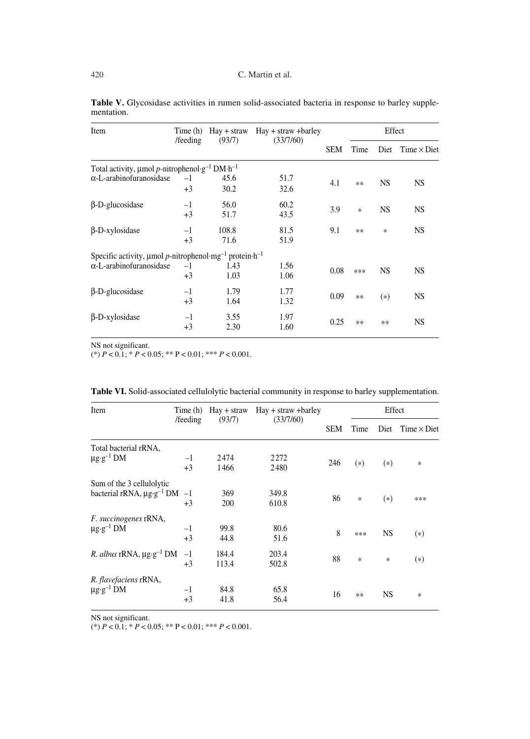**Table V.** Glycosidase activities in rumen solid-associated bacteria in response to barley supplementation.

| Item | Time (h) /feeding | Hay + straw (93/7) | Hay + straw +barley (33/7/60) | SEM | Effect | | |
|---|---|---|---|---|---|---|---|
| | | | | | Time | Diet | Time × Diet |
| Total activity, µmol *p*-nitrophenol·g$^{-1}$ DM·h$^{-1}$ | | | | | | | |
| α-L-arabinofuranosidase | –1 | 45.6 | 51.7 | 4.1 | ** | NS | NS |
| | +3 | 30.2 | 32.6 | | | | |
| β-D-glucosidase | –1 | 56.0 | 60.2 | 3.9 | * | NS | NS |
| | +3 | 51.7 | 43.5 | | | | |
| β-D-xylosidase | –1 | 108.8 | 81.5 | 9.1 | ** | * | NS |
| | +3 | 71.6 | 51.9 | | | | |
| Specific activity, µmol *p*-nitrophenol·mg$^{-1}$ protein·h$^{-1}$ | | | | | | | |
| α-L-arabinofuranosidase | –1 | 1.43 | 1.56 | 0.08 | *** | NS | NS |
| | +3 | 1.03 | 1.06 | | | | |
| β-D-glucosidase | –1 | 1.79 | 1.77 | 0.09 | ** | (*) | NS |
| | +3 | 1.64 | 1.32 | | | | |
| β-D-xylosidase | –1 | 3.55 | 1.97 | 0.25 | ** | ** | NS |
| | +3 | 2.30 | 1.60 | | | | |

NS not significant.
(*) $P < 0.1$; * $P < 0.05$; ** $P < 0.01$; *** $P < 0.001$.

**Table VI.** Solid-associated cellulolytic bacterial community in response to barley supplementation.

| Item | Time (h) /feeding | Hay + straw (93/7) | Hay + straw +barley (33/7/60) | SEM | Effect | | |
|---|---|---|---|---|---|---|---|
| | | | | | Time | Diet | Time × Diet |
| Total bacterial rRNA, µg·g$^{-1}$ DM | –1 | 2474 | 2272 | 246 | (*) | (*) | * |
| | +3 | 1466 | 2480 | | | | |
| Sum of the 3 cellulolytic bacterial rRNA, µg·g$^{-1}$ DM | –1 | 369 | 349.8 | 86 | * | (*) | *** |
| | +3 | 200 | 610.8 | | | | |
| *F. succinogenes* rRNA, µg·g$^{-1}$ DM | –1 | 99.8 | 80.6 | 8 | *** | NS | (*) |
| | +3 | 44.8 | 51.6 | | | | |
| *R. albus* rRNA, µg·g$^{-1}$ DM | –1 | 184.4 | 203.4 | 88 | * | * | (*) |
| | +3 | 113.4 | 502.8 | | | | |
| *R. flavefaciens* rRNA, µg·g$^{-1}$ DM | –1 | 84.8 | 65.8 | 16 | ** | NS | * |
| | +3 | 41.8 | 56.4 | | | | |

NS not significant.
(*) $P < 0.1$; * $P < 0.05$; ** $P < 0.01$; *** $P < 0.001$.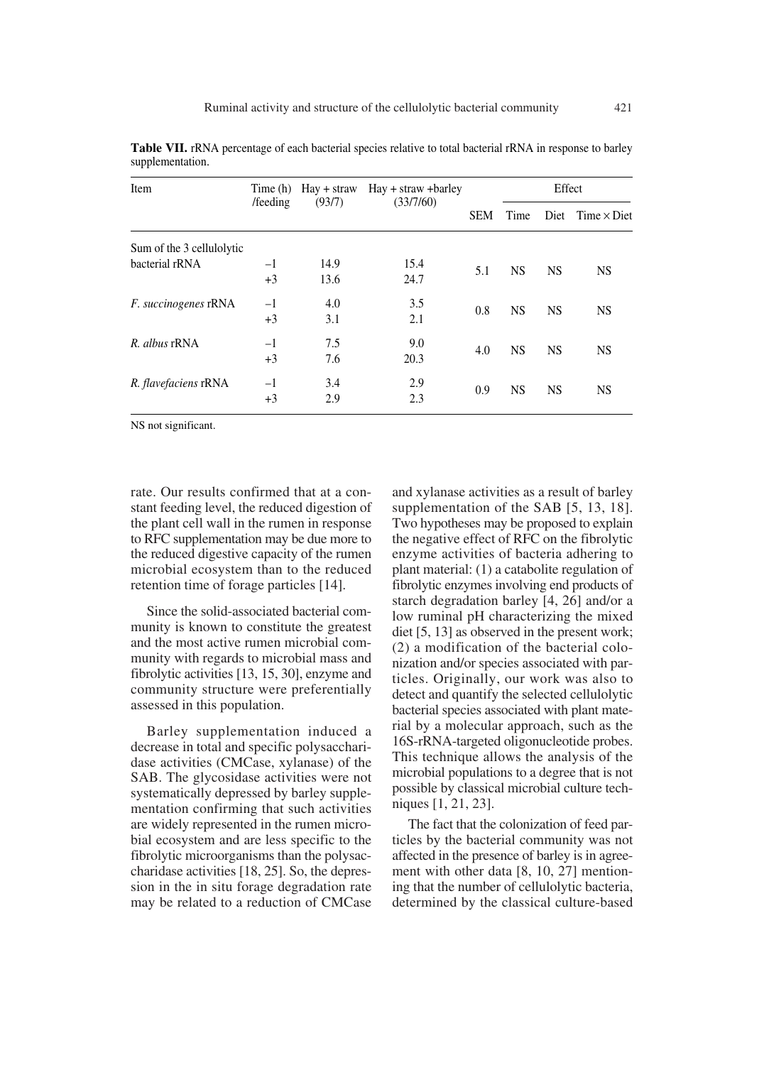**Table VII.** rRNA percentage of each bacterial species relative to total bacterial rRNA in response to barley supplementation.

| Item | Time (h) /feeding | Hay + straw (93/7) | Hay + straw +barley (33/7/60) | SEM | Effect | | |
|---|---|---|---|---|---|---|---|
| | | | | | Time | Diet | Time × Diet |
| Sum of the 3 cellulolytic bacterial rRNA | –1 | 14.9 | 15.4 | 5.1 | NS | NS | NS |
| | +3 | 13.6 | 24.7 | | | | |
| *F. succinogenes* rRNA | –1 | 4.0 | 3.5 | 0.8 | NS | NS | NS |
| | +3 | 3.1 | 2.1 | | | | |
| *R. albus* rRNA | –1 | 7.5 | 9.0 | 4.0 | NS | NS | NS |
| | +3 | 7.6 | 20.3 | | | | |
| *R. flavefaciens* rRNA | –1 | 3.4 | 2.9 | 0.9 | NS | NS | NS |
| | +3 | 2.9 | 2.3 | | | | |

NS not significant.

rate. Our results confirmed that at a constant feeding level, the reduced digestion of the plant cell wall in the rumen in response to RFC supplementation may be due more to the reduced digestive capacity of the rumen microbial ecosystem than to the reduced retention time of forage particles [14].

Since the solid-associated bacterial community is known to constitute the greatest and the most active rumen microbial community with regards to microbial mass and fibrolytic activities [13, 15, 30], enzyme and community structure were preferentially assessed in this population.

Barley supplementation induced a decrease in total and specific polysaccharidase activities (CMCase, xylanase) of the SAB. The glycosidase activities were not systematically depressed by barley supplementation confirming that such activities are widely represented in the rumen microbial ecosystem and are less specific to the fibrolytic microorganisms than the polysaccharidase activities [18, 25]. So, the depression in the in situ forage degradation rate may be related to a reduction of CMCase and xylanase activities as a result of barley supplementation of the SAB [5, 13, 18]. Two hypotheses may be proposed to explain the negative effect of RFC on the fibrolytic enzyme activities of bacteria adhering to plant material: (1) a catabolite regulation of fibrolytic enzymes involving end products of starch degradation barley [4, 26] and/or a low ruminal pH characterizing the mixed diet [5, 13] as observed in the present work; (2) a modification of the bacterial colonization and/or species associated with particles. Originally, our work was also to detect and quantify the selected cellulolytic bacterial species associated with plant material by a molecular approach, such as the 16S-rRNA-targeted oligonucleotide probes. This technique allows the analysis of the microbial populations to a degree that is not possible by classical microbial culture techniques [1, 21, 23].

The fact that the colonization of feed particles by the bacterial community was not affected in the presence of barley is in agreement with other data [8, 10, 27] mentioning that the number of cellulolytic bacteria, determined by the classical culture-based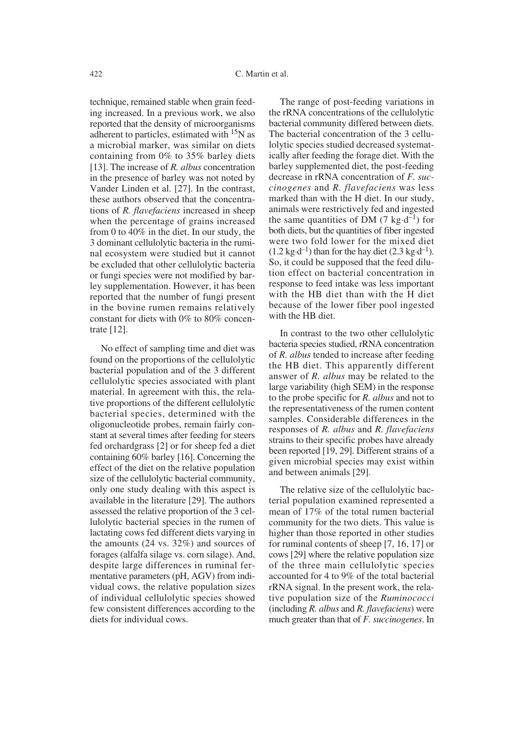technique, remained stable when grain feeding increased. In a previous work, we also reported that the density of microorganisms adherent to particles, estimated with $^{15}N$ as a microbial marker, was similar on diets containing from 0% to 35% barley diets [13]. The increase of *R. albus* concentration in the presence of barley was not noted by Vander Linden et al. [27]. In the contrast, these authors observed that the concentrations of *R. flavefaciens* increased in sheep when the percentage of grains increased from 0 to 40% in the diet. In our study, the 3 dominant cellulolytic bacteria in the ruminal ecosystem were studied but it cannot be excluded that other cellulolytic bacteria or fungi species were not modified by barley supplementation. However, it has been reported that the number of fungi present in the bovine rumen remains relatively constant for diets with 0% to 80% concentrate [12].

No effect of sampling time and diet was found on the proportions of the cellulolytic bacterial population and of the 3 different cellulolytic species associated with plant material. In agreement with this, the relative proportions of the different cellulolytic bacterial species, determined with the oligonucleotide probes, remain fairly constant at several times after feeding for steers fed orchardgrass [2] or for sheep fed a diet containing 60% barley [16]. Concerning the effect of the diet on the relative population size of the cellulolytic bacterial community, only one study dealing with this aspect is available in the literature [29]. The authors assessed the relative proportion of the 3 cellulolytic bacterial species in the rumen of lactating cows fed different diets varying in the amounts (24 vs. 32%) and sources of forages (alfalfa silage vs. corn silage). And, despite large differences in ruminal fermentative parameters (pH, AGV) from individual cows, the relative population sizes of individual cellulolytic species showed few consistent differences according to the diets for individual cows.

The range of post-feeding variations in the rRNA concentrations of the cellulolytic bacterial community differed between diets. The bacterial concentration of the 3 cellulolytic species studied decreased systematically after feeding the forage diet. With the barley supplemented diet, the post-feeding decrease in rRNA concentration of *F. succinogenes* and *R. flavefaciens* was less marked than with the H diet. In our study, animals were restrictively fed and ingested the same quantities of DM (7 $kg \cdot d^{-1}$) for both diets, but the quantities of fiber ingested were two fold lower for the mixed diet (1.2 $kg \cdot d^{-1}$) than for the hay diet (2.3 $kg \cdot d^{-1}$). So, it could be supposed that the feed dilution effect on bacterial concentration in response to feed intake was less important with the HB diet than with the H diet because of the lower fiber pool ingested with the HB diet.

In contrast to the two other cellulolytic bacteria species studied, rRNA concentration of *R. albus* tended to increase after feeding the HB diet. This apparently different answer of *R. albus* may be related to the large variability (high SEM) in the response to the probe specific for *R. albus* and not to the representativeness of the rumen content samples. Considerable differences in the responses of *R. albus* and *R. flavefaciens* strains to their specific probes have already been reported [19, 29]. Different strains of a given microbial species may exist within and between animals [29].

The relative size of the cellulolytic bacterial population examined represented a mean of 17% of the total rumen bacterial community for the two diets. This value is higher than those reported in other studies for ruminal contents of sheep [7, 16, 17] or cows [29] where the relative population size of the three main cellulolytic species accounted for 4 to 9% of the total bacterial rRNA signal. In the present work, the relative population size of the *Ruminococci* (including *R. albus* and *R. flavefaciens*) were much greater than that of *F. succinogenes*. In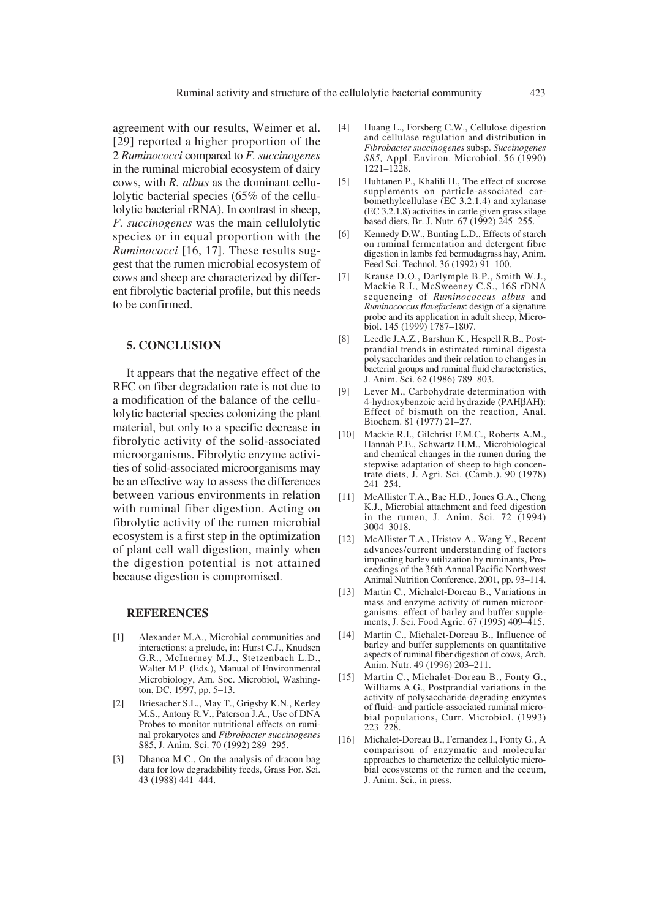agreement with our results, Weimer et al. [29] reported a higher proportion of the 2 *Ruminococci* compared to *F. succinogenes* in the ruminal microbial ecosystem of dairy cows, with *R. albus* as the dominant cellulolytic bacterial species (65% of the cellulolytic bacterial rRNA). In contrast in sheep, *F. succinogenes* was the main cellulolytic species or in equal proportion with the *Ruminococci* [16, 17]. These results suggest that the rumen microbial ecosystem of cows and sheep are characterized by different fibrolytic bacterial profile, but this needs to be confirmed.

## 5. CONCLUSION

It appears that the negative effect of the RFC on fiber degradation rate is not due to a modification of the balance of the cellulolytic bacterial species colonizing the plant material, but only to a specific decrease in fibrolytic activity of the solid-associated microorganisms. Fibrolytic enzyme activities of solid-associated microorganisms may be an effective way to assess the differences between various environments in relation with ruminal fiber digestion. Acting on fibrolytic activity of the rumen microbial ecosystem is a first step in the optimization of plant cell wall digestion, mainly when the digestion potential is not attained because digestion is compromised.

## REFERENCES

[1] Alexander M.A., Microbial communities and interactions: a prelude, in: Hurst C.J., Knudsen G.R., McInerney M.J., Stetzenbach L.D., Walter M.P. (Eds.), Manual of Environmental Microbiology, Am. Soc. Microbiol, Washington, DC, 1997, pp. 5–13.

[2] Briesacher S.L., May T., Grigsby K.N., Kerley M.S., Antony R.V., Paterson J.A., Use of DNA Probes to monitor nutritional effects on ruminal prokaryotes and *Fibrobacter succinogenes* S85, J. Anim. Sci. 70 (1992) 289–295.

[3] Dhanoa M.C., On the analysis of dracon bag data for low degradability feeds, Grass For. Sci. 43 (1988) 441–444.

[4] Huang L., Forsberg C.W., Cellulose digestion and cellulase regulation and distribution in *Fibrobacter succinogenes* subsp. *Succinogenes S85,* Appl. Environ. Microbiol. 56 (1990) 1221–1228.

[5] Huhtanen P., Khalili H., The effect of sucrose supplements on particle-associated carbomethylcellulase (EC 3.2.1.4) and xylanase (EC 3.2.1.8) activities in cattle given grass silage based diets, Br. J. Nutr. 67 (1992) 245–255.

[6] Kennedy D.W., Bunting L.D., Effects of starch on ruminal fermentation and detergent fibre digestion in lambs fed bermudagrass hay, Anim. Feed Sci. Technol. 36 (1992) 91–100.

[7] Krause D.O., Darlymple B.P., Smith W.J., Mackie R.I., McSweeney C.S., 16S rDNA sequencing of *Ruminococcus albus* and *Ruminococcus flavefaciens*: design of a signature probe and its application in adult sheep, Microbiol. 145 (1999) 1787–1807.

[8] Leedle J.A.Z., Barshun K., Hespell R.B., Postprandial trends in estimated ruminal digesta polysaccharides and their relation to changes in bacterial groups and ruminal fluid characteristics, J. Anim. Sci. 62 (1986) 789–803.

[9] Lever M., Carbohydrate determination with 4-hydroxybenzoic acid hydrazide (PAHβAH): Effect of bismuth on the reaction, Anal. Biochem. 81 (1977) 21–27.

[10] Mackie R.I., Gilchrist F.M.C., Roberts A.M., Hannah P.E., Schwartz H.M., Microbiological and chemical changes in the rumen during the stepwise adaptation of sheep to high concentrate diets, J. Agri. Sci. (Camb.). 90 (1978) 241–254.

[11] McAllister T.A., Bae H.D., Jones G.A., Cheng K.J., Microbial attachment and feed digestion in the rumen, J. Anim. Sci. 72 (1994) 3004–3018.

[12] McAllister T.A., Hristov A., Wang Y., Recent advances/current understanding of factors impacting barley utilization by ruminants, Proceedings of the 36th Annual Pacific Northwest Animal Nutrition Conference, 2001, pp. 93–114.

[13] Martin C., Michalet-Doreau B., Variations in mass and enzyme activity of rumen microorganisms: effect of barley and buffer supplements, J. Sci. Food Agric. 67 (1995) 409–415.

[14] Martin C., Michalet-Doreau B., Influence of barley and buffer supplements on quantitative aspects of ruminal fiber digestion of cows, Arch. Anim. Nutr. 49 (1996) 203–211.

[15] Martin C., Michalet-Doreau B., Fonty G., Williams A.G., Postprandial variations in the activity of polysaccharide-degrading enzymes of fluid- and particle-associated ruminal microbial populations, Curr. Microbiol. (1993) 223–228.

[16] Michalet-Doreau B., Fernandez I., Fonty G., A comparison of enzymatic and molecular approaches to characterize the cellulolytic microbial ecosystems of the rumen and the cecum, J. Anim. Sci., in press.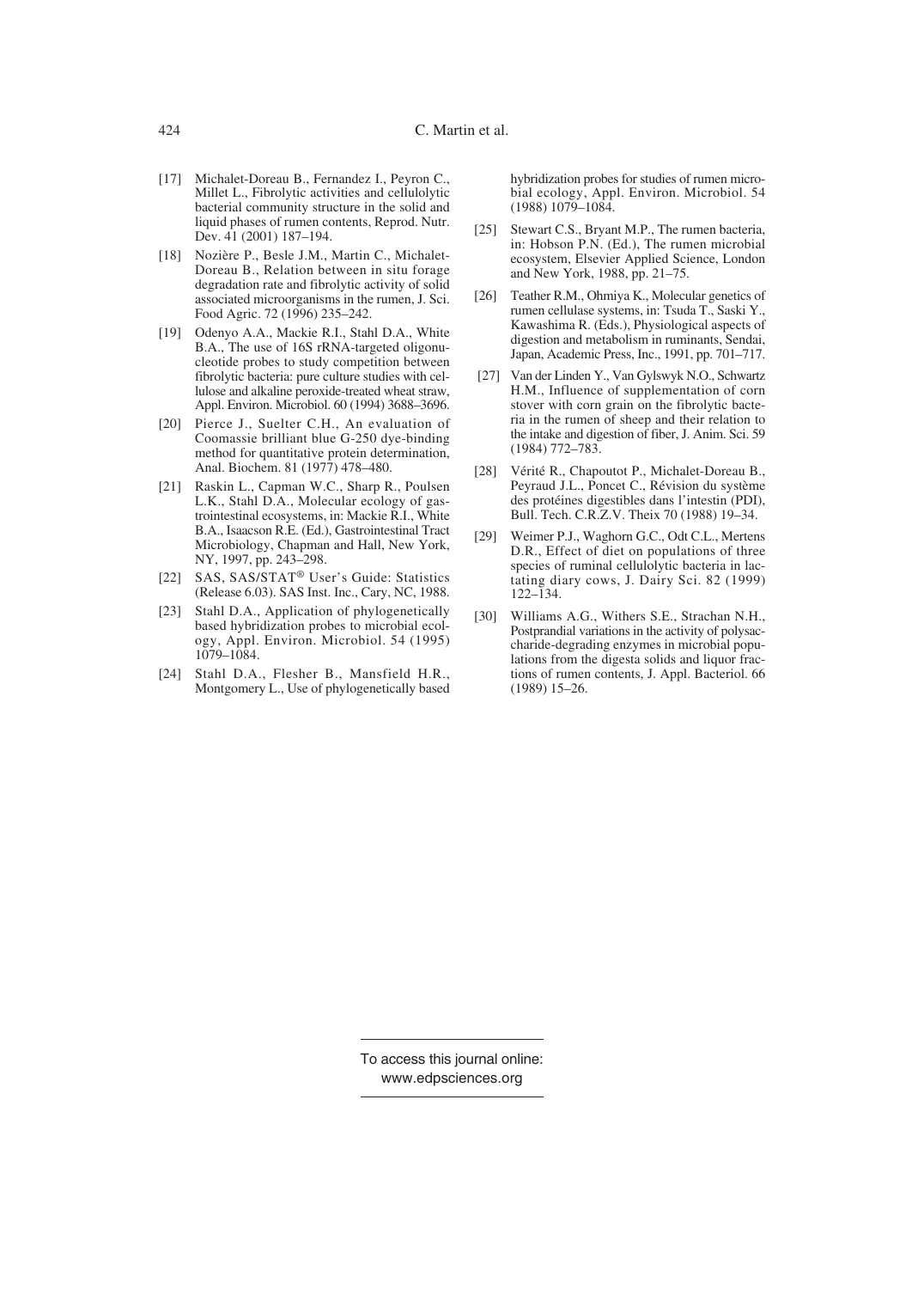[17] Michalet-Doreau B., Fernandez I., Peyron C., Millet L., Fibrolytic activities and cellulolytic bacterial community structure in the solid and liquid phases of rumen contents, Reprod. Nutr. Dev. 41 (2001) 187–194.

[18] Nozière P., Besle J.M., Martin C., Michalet-Doreau B., Relation between in situ forage degradation rate and fibrolytic activity of solid associated microorganisms in the rumen, J. Sci. Food Agric. 72 (1996) 235–242.

[19] Odenyo A.A., Mackie R.I., Stahl D.A., White B.A., The use of 16S rRNA-targeted oligonucleotide probes to study competition between fibrolytic bacteria: pure culture studies with cellulose and alkaline peroxide-treated wheat straw, Appl. Environ. Microbiol. 60 (1994) 3688–3696.

[20] Pierce J., Suelter C.H., An evaluation of Coomassie brilliant blue G-250 dye-binding method for quantitative protein determination, Anal. Biochem. 81 (1977) 478–480.

[21] Raskin L., Capman W.C., Sharp R., Poulsen L.K., Stahl D.A., Molecular ecology of gastrointestinal ecosystems, in: Mackie R.I., White B.A., Isaacson R.E. (Ed.), Gastrointestinal Tract Microbiology, Chapman and Hall, New York, NY, 1997, pp. 243–298.

[22] SAS, SAS/STAT® User's Guide: Statistics (Release 6.03). SAS Inst. Inc., Cary, NC, 1988.

[23] Stahl D.A., Application of phylogenetically based hybridization probes to microbial ecology, Appl. Environ. Microbiol. 54 (1995) 1079–1084.

[24] Stahl D.A., Flesher B., Mansfield H.R., Montgomery L., Use of phylogenetically based hybridization probes for studies of rumen microbial ecology, Appl. Environ. Microbiol. 54 (1988) 1079–1084.

[25] Stewart C.S., Bryant M.P., The rumen bacteria, in: Hobson P.N. (Ed.), The rumen microbial ecosystem, Elsevier Applied Science, London and New York, 1988, pp. 21–75.

[26] Teather R.M., Ohmiya K., Molecular genetics of rumen cellulase systems, in: Tsuda T., Saski Y., Kawashima R. (Eds.), Physiological aspects of digestion and metabolism in ruminants, Sendai, Japan, Academic Press, Inc., 1991, pp. 701–717.

[27] Van der Linden Y., Van Gylswyk N.O., Schwartz H.M., Influence of supplementation of corn stover with corn grain on the fibrolytic bacteria in the rumen of sheep and their relation to the intake and digestion of fiber, J. Anim. Sci. 59 (1984) 772–783.

[28] Vérité R., Chapoutot P., Michalet-Doreau B., Peyraud J.L., Poncet C., Révision du système des protéines digestibles dans l'intestin (PDI), Bull. Tech. C.R.Z.V. Theix 70 (1988) 19–34.

[29] Weimer P.J., Waghorn G.C., Odt C.L., Mertens D.R., Effect of diet on populations of three species of ruminal cellulolytic bacteria in lactating diary cows, J. Dairy Sci. 82 (1999) 122–134.

[30] Williams A.G., Withers S.E., Strachan N.H., Postprandial variations in the activity of polysaccharide-degrading enzymes in microbial populations from the digesta solids and liquor fractions of rumen contents, J. Appl. Bacteriol. 66 (1989) 15–26.

To access this journal online:
www.edpsciences.org